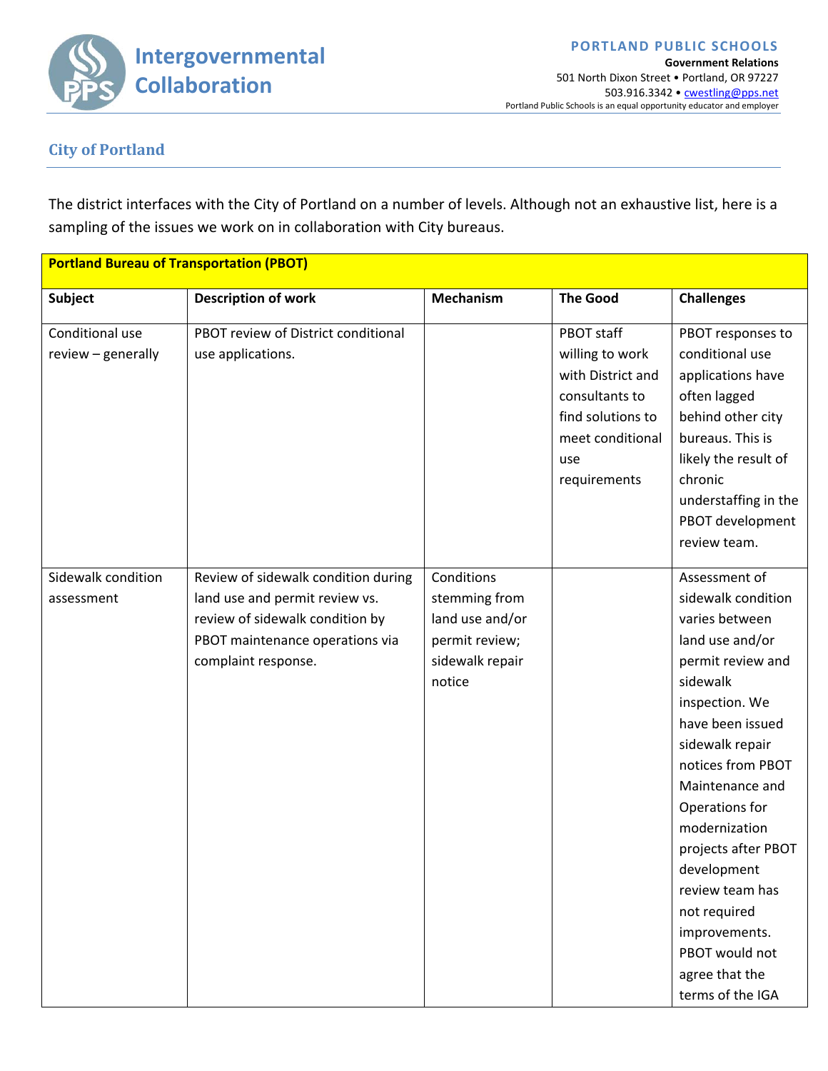Intergovernmental Collaboration

**PORTLAND PUBLIC SCHOOLS**
**Government Relations**
501 North Dixon Street • Portland, OR 97227
503.916.3342 • cwestling@pps.net
Portland Public Schools is an equal opportunity educator and employer

## City of Portland

The district interfaces with the City of Portland on a number of levels. Although not an exhaustive list, here is a sampling of the issues we work on in collaboration with City bureaus.

| **Portland Bureau of Transportation (PBOT)** | | | | |
|---|---|---|---|---|
| **Subject** | **Description of work** | **Mechanism** | **The Good** | **Challenges** |
| Conditional use review – generally | PBOT review of District conditional use applications. | | PBOT staff willing to work with District and consultants to find solutions to meet conditional use requirements | PBOT responses to conditional use applications have often lagged behind other city bureaus. This is likely the result of chronic understaffing in the PBOT development review team. |
| Sidewalk condition assessment | Review of sidewalk condition during land use and permit review vs. review of sidewalk condition by PBOT maintenance operations via complaint response. | Conditions stemming from land use and/or permit review; sidewalk repair notice | | Assessment of sidewalk condition varies between land use and/or permit review and sidewalk inspection. We have been issued sidewalk repair notices from PBOT Maintenance and Operations for modernization projects after PBOT development review team has not required improvements. PBOT would not agree that the terms of the IGA |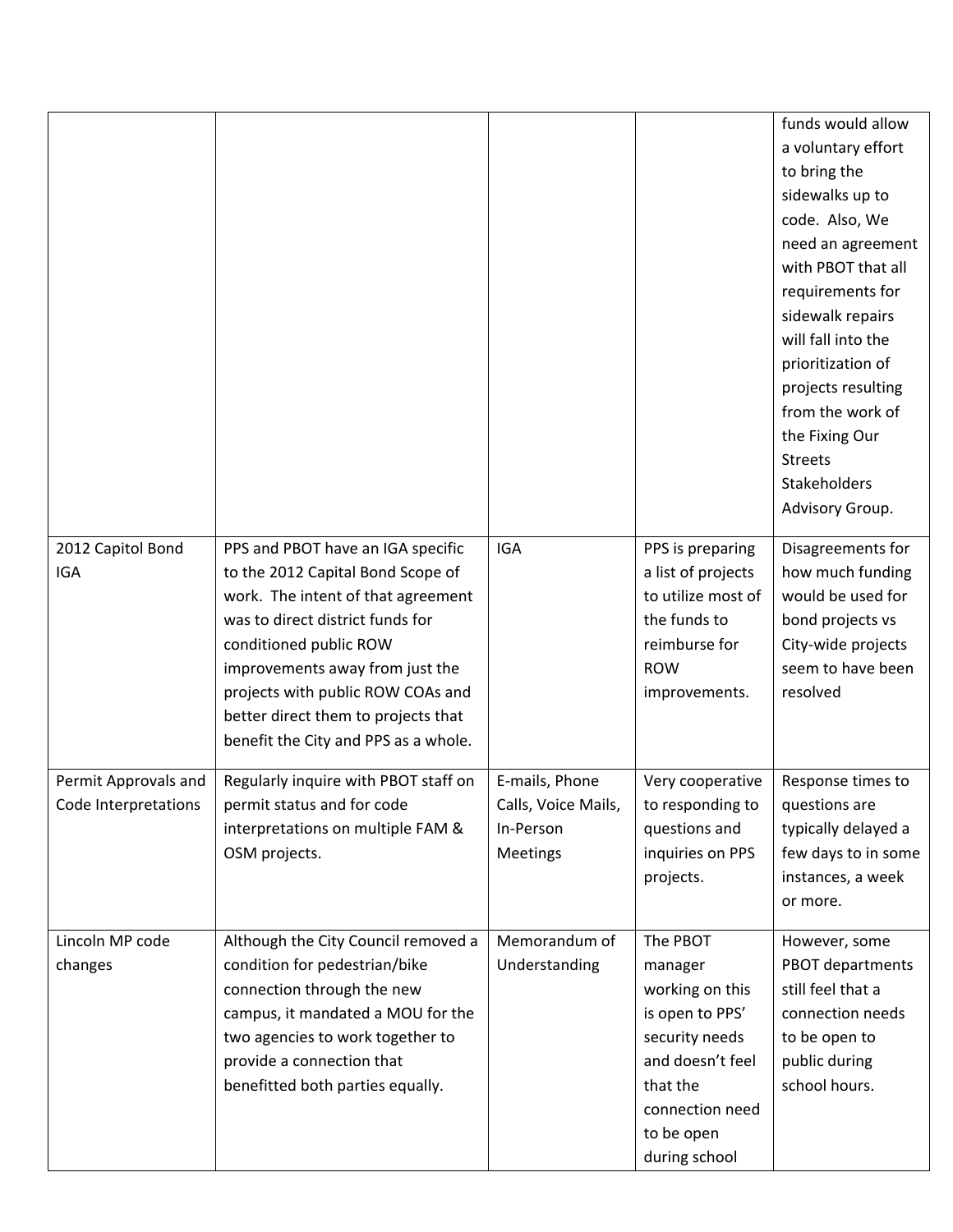| | | | | |
|---|---|---|---|---|
| | | | | funds would allow a voluntary effort to bring the sidewalks up to code. Also, We need an agreement with PBOT that all requirements for sidewalk repairs will fall into the prioritization of projects resulting from the work of the Fixing Our Streets Stakeholders Advisory Group. |
| 2012 Capitol Bond IGA | PPS and PBOT have an IGA specific to the 2012 Capital Bond Scope of work. The intent of that agreement was to direct district funds for conditioned public ROW improvements away from just the projects with public ROW COAs and better direct them to projects that benefit the City and PPS as a whole. | IGA | PPS is preparing a list of projects to utilize most of the funds to reimburse for ROW improvements. | Disagreements for how much funding would be used for bond projects vs City-wide projects seem to have been resolved |
| Permit Approvals and Code Interpretations | Regularly inquire with PBOT staff on permit status and for code interpretations on multiple FAM & OSM projects. | E-mails, Phone Calls, Voice Mails, In-Person Meetings | Very cooperative to responding to questions and inquiries on PPS projects. | Response times to questions are typically delayed a few days to in some instances, a week or more. |
| Lincoln MP code changes | Although the City Council removed a condition for pedestrian/bike connection through the new campus, it mandated a MOU for the two agencies to work together to provide a connection that benefitted both parties equally. | Memorandum of Understanding | The PBOT manager working on this is open to PPS' security needs and doesn't feel that the connection need to be open during school | However, some PBOT departments still feel that a connection needs to be open to public during school hours. |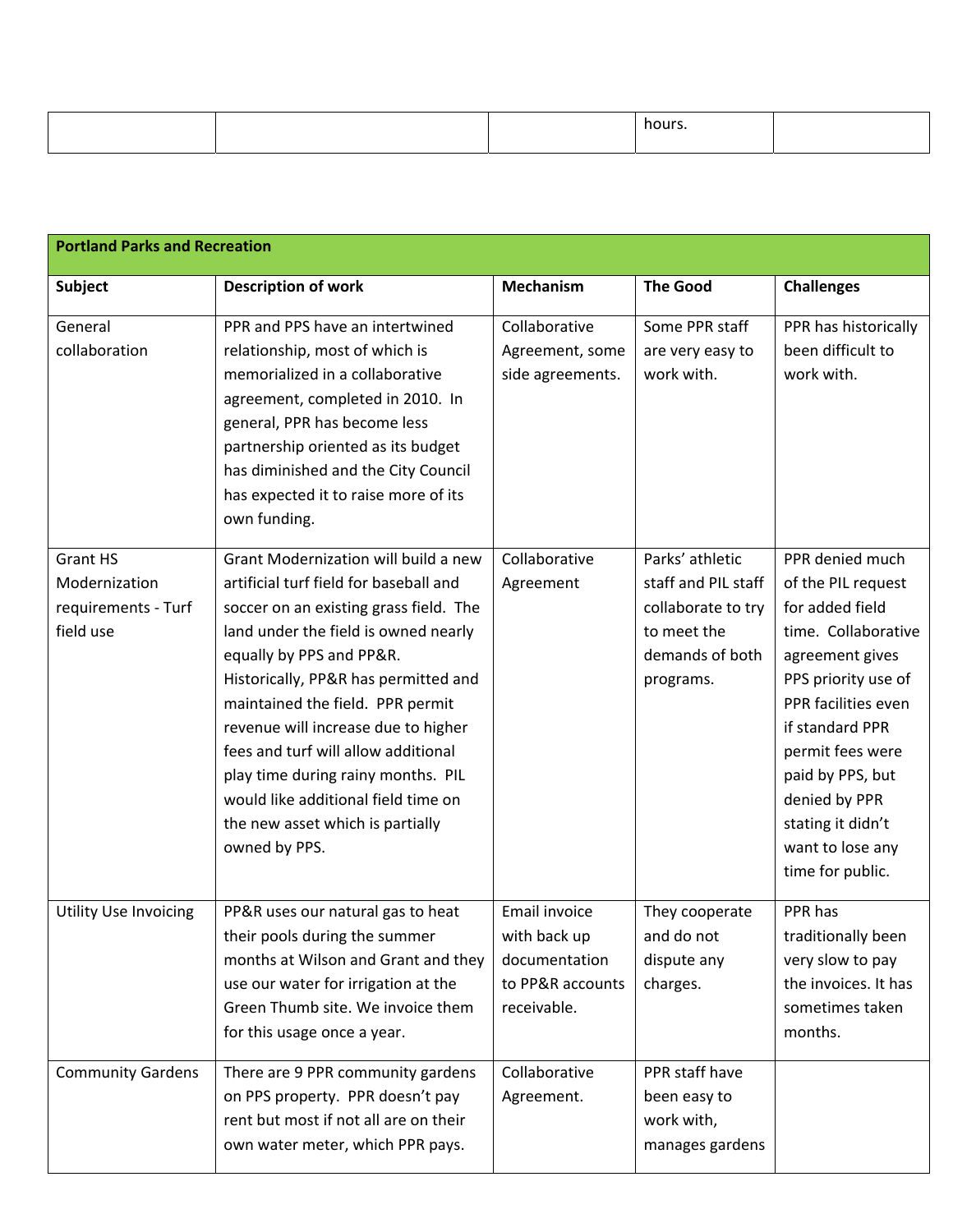| | | | hours. | |
|---|---|---|---|---|

| **Portland Parks and Recreation** | | | | |
|---|---|---|---|---|
| **Subject** | **Description of work** | **Mechanism** | **The Good** | **Challenges** |
| General collaboration | PPR and PPS have an intertwined relationship, most of which is memorialized in a collaborative agreement, completed in 2010. In general, PPR has become less partnership oriented as its budget has diminished and the City Council has expected it to raise more of its own funding. | Collaborative Agreement, some side agreements. | Some PPR staff are very easy to work with. | PPR has historically been difficult to work with. |
| Grant HS Modernization requirements - Turf field use | Grant Modernization will build a new artificial turf field for baseball and soccer on an existing grass field. The land under the field is owned nearly equally by PPS and PP&R. Historically, PP&R has permitted and maintained the field. PPR permit revenue will increase due to higher fees and turf will allow additional play time during rainy months. PIL would like additional field time on the new asset which is partially owned by PPS. | Collaborative Agreement | Parks' athletic staff and PIL staff collaborate to try to meet the demands of both programs. | PPR denied much of the PIL request for added field time. Collaborative agreement gives PPS priority use of PPR facilities even if standard PPR permit fees were paid by PPS, but denied by PPR stating it didn't want to lose any time for public. |
| Utility Use Invoicing | PP&R uses our natural gas to heat their pools during the summer months at Wilson and Grant and they use our water for irrigation at the Green Thumb site. We invoice them for this usage once a year. | Email invoice with back up documentation to PP&R accounts receivable. | They cooperate and do not dispute any charges. | PPR has traditionally been very slow to pay the invoices. It has sometimes taken months. |
| Community Gardens | There are 9 PPR community gardens on PPS property. PPR doesn't pay rent but most if not all are on their own water meter, which PPR pays. | Collaborative Agreement. | PPR staff have been easy to work with, manages gardens | |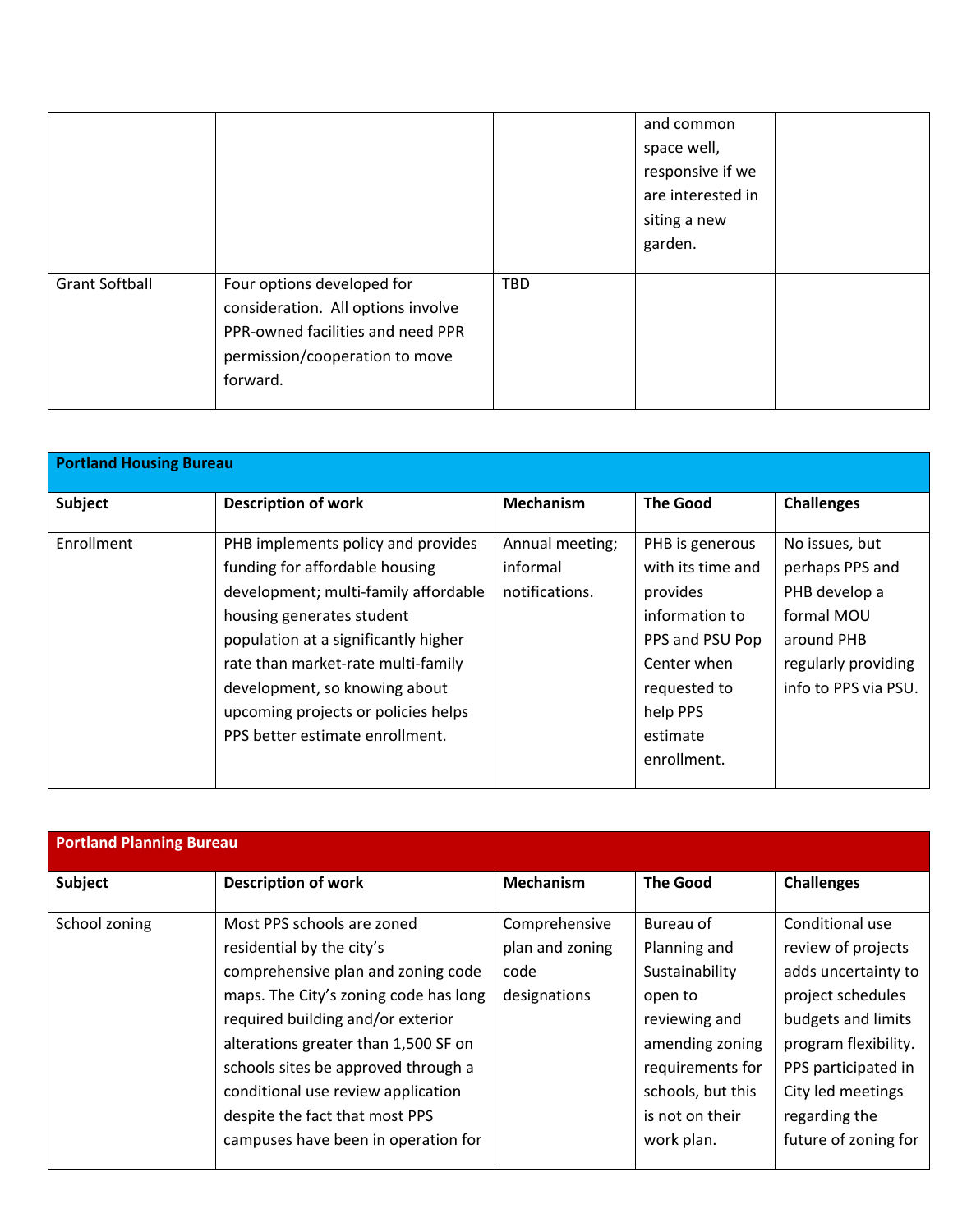| | | | | |
|---|---|---|---|---|
| | | | and common space well, responsive if we are interested in siting a new garden. | |
| Grant Softball | Four options developed for consideration. All options involve PPR-owned facilities and need PPR permission/cooperation to move forward. | TBD | | |

| **Portland Housing Bureau** | | | | |
|---|---|---|---|---|
| **Subject** | **Description of work** | **Mechanism** | **The Good** | **Challenges** |
| Enrollment | PHB implements policy and provides funding for affordable housing development; multi-family affordable housing generates student population at a significantly higher rate than market-rate multi-family development, so knowing about upcoming projects or policies helps PPS better estimate enrollment. | Annual meeting; informal notifications. | PHB is generous with its time and provides information to PPS and PSU Pop Center when requested to help PPS estimate enrollment. | No issues, but perhaps PPS and PHB develop a formal MOU around PHB regularly providing info to PPS via PSU. |

| **Portland Planning Bureau** | | | | |
|---|---|---|---|---|
| **Subject** | **Description of work** | **Mechanism** | **The Good** | **Challenges** |
| School zoning | Most PPS schools are zoned residential by the city's comprehensive plan and zoning code maps. The City's zoning code has long required building and/or exterior alterations greater than 1,500 SF on schools sites be approved through a conditional use review application despite the fact that most PPS campuses have been in operation for | Comprehensive plan and zoning code designations | Bureau of Planning and Sustainability open to reviewing and amending zoning requirements for schools, but this is not on their work plan. | Conditional use review of projects adds uncertainty to project schedules budgets and limits program flexibility. PPS participated in City led meetings regarding the future of zoning for |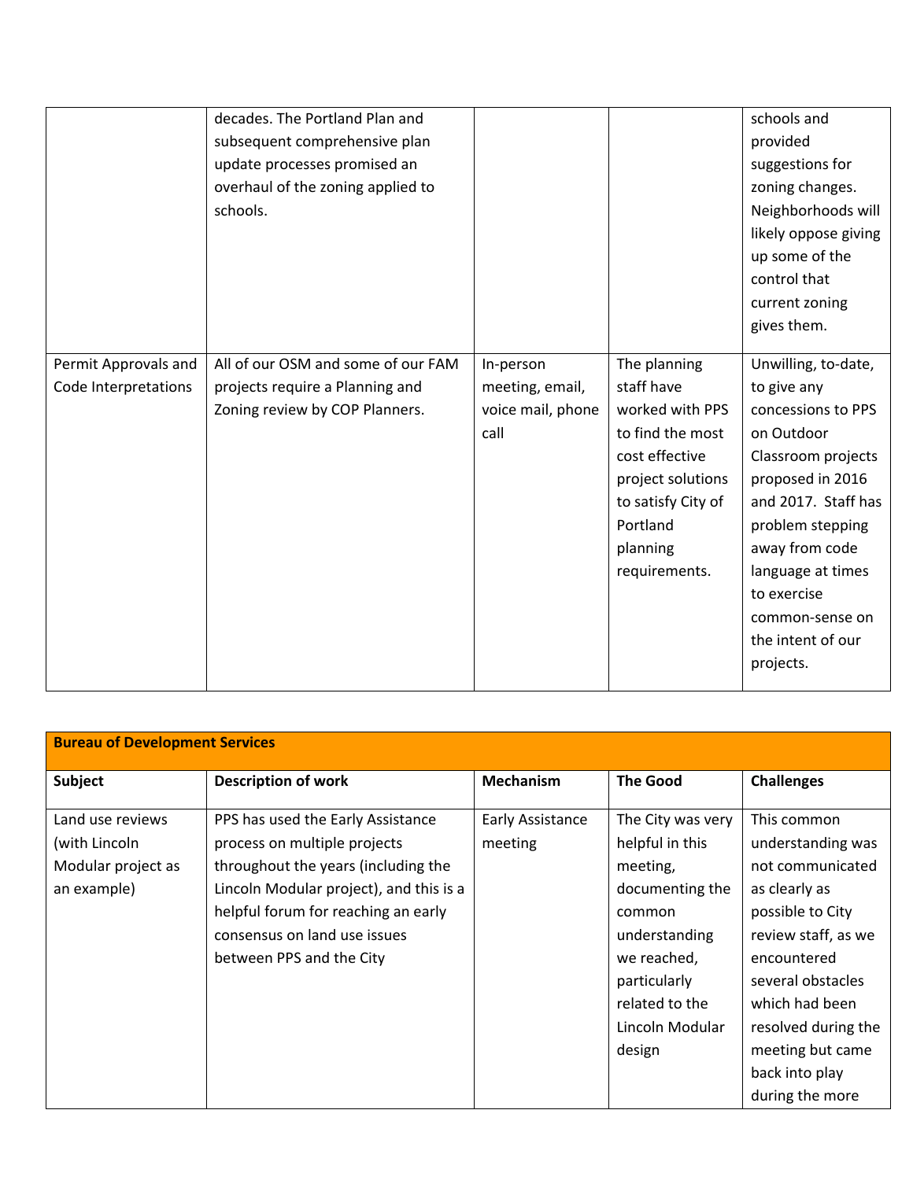| | | | | |
|---|---|---|---|---|
| | decades. The Portland Plan and subsequent comprehensive plan update processes promised an overhaul of the zoning applied to schools. | | | schools and provided suggestions for zoning changes. Neighborhoods will likely oppose giving up some of the control that current zoning gives them. |
| Permit Approvals and Code Interpretations | All of our OSM and some of our FAM projects require a Planning and Zoning review by COP Planners. | In-person meeting, email, voice mail, phone call | The planning staff have worked with PPS to find the most cost effective project solutions to satisfy City of Portland planning requirements. | Unwilling, to-date, to give any concessions to PPS on Outdoor Classroom projects proposed in 2016 and 2017. Staff has problem stepping away from code language at times to exercise common-sense on the intent of our projects. |

| **Bureau of Development Services** | | | | |
|---|---|---|---|---|
| **Subject** | **Description of work** | **Mechanism** | **The Good** | **Challenges** |
| Land use reviews (with Lincoln Modular project as an example) | PPS has used the Early Assistance process on multiple projects throughout the years (including the Lincoln Modular project), and this is a helpful forum for reaching an early consensus on land use issues between PPS and the City | Early Assistance meeting | The City was very helpful in this meeting, documenting the common understanding we reached, particularly related to the Lincoln Modular design | This common understanding was not communicated as clearly as possible to City review staff, as we encountered several obstacles which had been resolved during the meeting but came back into play during the more |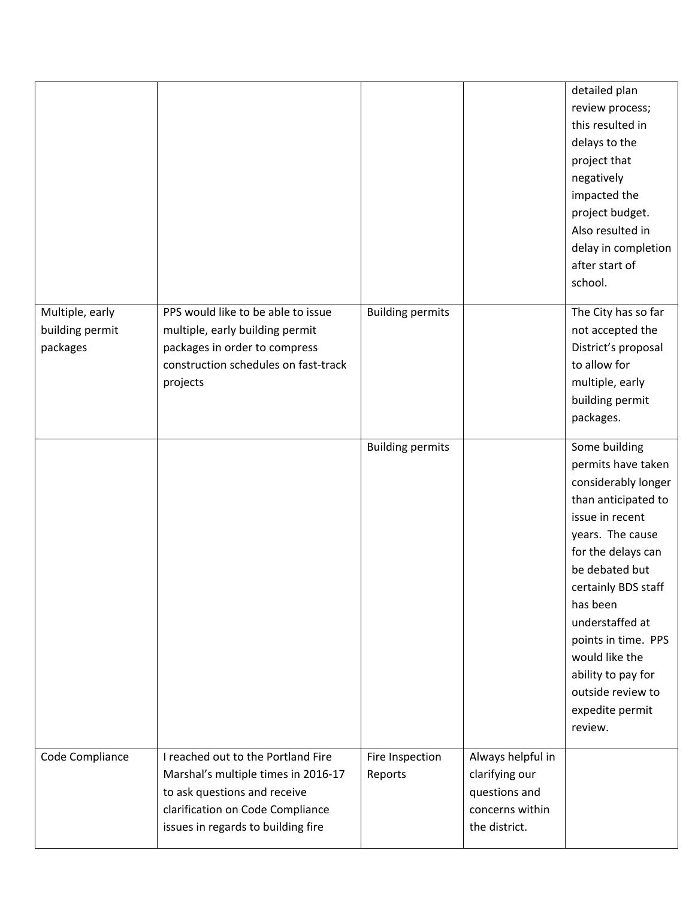| | | | | |
|---|---|---|---|---|
| | | | | detailed plan review process; this resulted in delays to the project that negatively impacted the project budget. Also resulted in delay in completion after start of school. |
| Multiple, early building permit packages | PPS would like to be able to issue multiple, early building permit packages in order to compress construction schedules on fast-track projects | Building permits | | The City has so far not accepted the District's proposal to allow for multiple, early building permit packages. |
| | | Building permits | | Some building permits have taken considerably longer than anticipated to issue in recent years. The cause for the delays can be debated but certainly BDS staff has been understaffed at points in time. PPS would like the ability to pay for outside review to expedite permit review. |
| Code Compliance | I reached out to the Portland Fire Marshal's multiple times in 2016-17 to ask questions and receive clarification on Code Compliance issues in regards to building fire | Fire Inspection Reports | Always helpful in clarifying our questions and concerns within the district. | |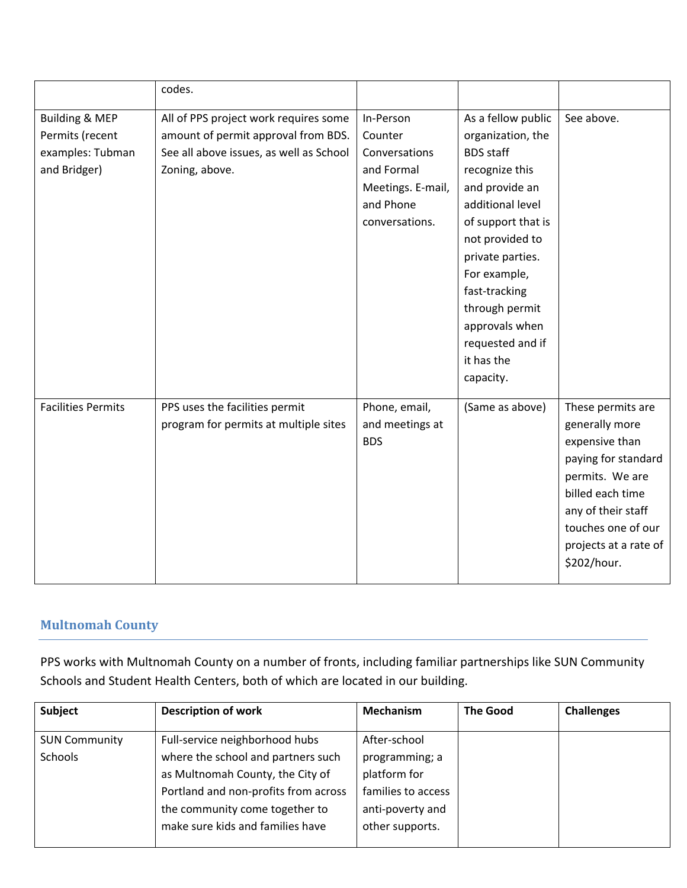| | codes. | | | |
|---|---|---|---|---|
| Building & MEP Permits (recent examples: Tubman and Bridger) | All of PPS project work requires some amount of permit approval from BDS. See all above issues, as well as School Zoning, above. | In-Person Counter Conversations and Formal Meetings. E-mail, and Phone conversations. | As a fellow public organization, the BDS staff recognize this and provide an additional level of support that is not provided to private parties. For example, fast-tracking through permit approvals when requested and if it has the capacity. | See above. |
| Facilities Permits | PPS uses the facilities permit program for permits at multiple sites | Phone, email, and meetings at BDS | (Same as above) | These permits are generally more expensive than paying for standard permits. We are billed each time any of their staff touches one of our projects at a rate of $202/hour. |

## Multnomah County

PPS works with Multnomah County on a number of fronts, including familiar partnerships like SUN Community Schools and Student Health Centers, both of which are located in our building.

| Subject | Description of work | Mechanism | The Good | Challenges |
|---|---|---|---|---|
| SUN Community Schools | Full-service neighborhood hubs where the school and partners such as Multnomah County, the City of Portland and non-profits from across the community come together to make sure kids and families have | After-school programming; a platform for families to access anti-poverty and other supports. | | |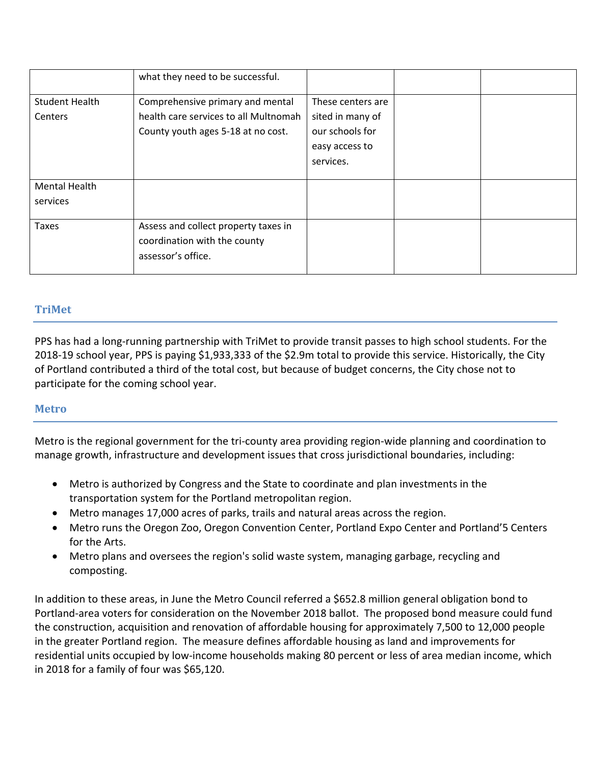| | | | | |
|---|---|---|---|---|
| | what they need to be successful. | | | |
| Student Health Centers | Comprehensive primary and mental health care services to all Multnomah County youth ages 5-18 at no cost. | These centers are sited in many of our schools for easy access to services. | | |
| Mental Health services | | | | |
| Taxes | Assess and collect property taxes in coordination with the county assessor's office. | | | |

## TriMet

PPS has had a long-running partnership with TriMet to provide transit passes to high school students. For the 2018-19 school year, PPS is paying $1,933,333 of the $2.9m total to provide this service. Historically, the City of Portland contributed a third of the total cost, but because of budget concerns, the City chose not to participate for the coming school year.

## Metro

Metro is the regional government for the tri-county area providing region-wide planning and coordination to manage growth, infrastructure and development issues that cross jurisdictional boundaries, including:

- Metro is authorized by Congress and the State to coordinate and plan investments in the transportation system for the Portland metropolitan region.
- Metro manages 17,000 acres of parks, trails and natural areas across the region.
- Metro runs the Oregon Zoo, Oregon Convention Center, Portland Expo Center and Portland'5 Centers for the Arts.
- Metro plans and oversees the region's solid waste system, managing garbage, recycling and composting.

In addition to these areas, in June the Metro Council referred a $652.8 million general obligation bond to Portland-area voters for consideration on the November 2018 ballot. The proposed bond measure could fund the construction, acquisition and renovation of affordable housing for approximately 7,500 to 12,000 people in the greater Portland region. The measure defines affordable housing as land and improvements for residential units occupied by low-income households making 80 percent or less of area median income, which in 2018 for a family of four was $65,120.